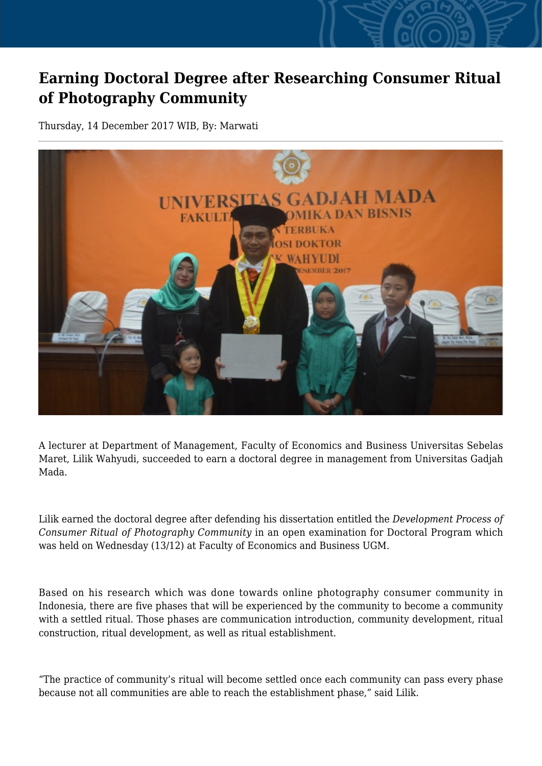# Earning Doctoral Degree after Researching Consumer Ritual of Photography Community

Thursday, 14 December 2017 WIB, By: Marwati

A lecturer at Department of Management, Faculty of Economics and Business Universitas Sebelas Maret, Lilik Wahyudi, succeeded to earn a doctoral degree in management from Universitas Gadjah Mada.

Lilik earned the doctoral degree after defending his dissertation entitled the *Development Process of Consumer Ritual of Photography Community* in an open examination for Doctoral Program which was held on Wednesday (13/12) at Faculty of Economics and Business UGM.

Based on his research which was done towards online photography consumer community in Indonesia, there are five phases that will be experienced by the community to become a community with a settled ritual. Those phases are communication introduction, community development, ritual construction, ritual development, as well as ritual establishment.

"The practice of community's ritual will become settled once each community can pass every phase because not all communities are able to reach the establishment phase," said Lilik.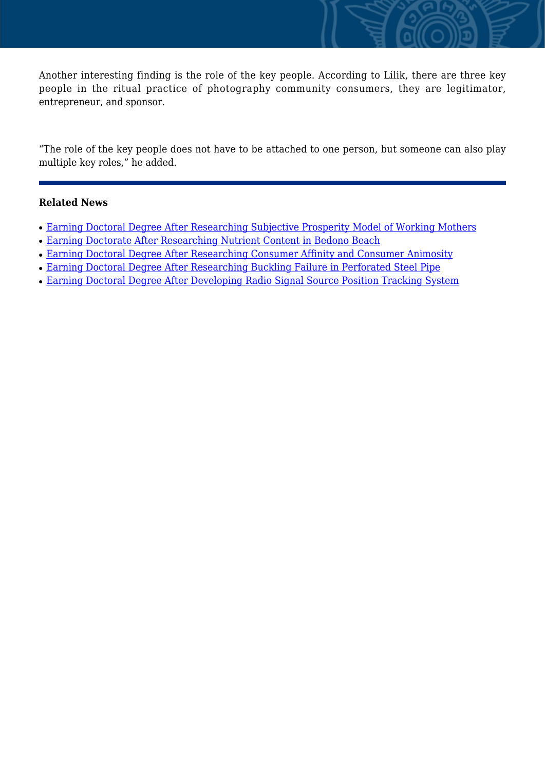Another interesting finding is the role of the key people. According to Lilik, there are three key people in the ritual practice of photography community consumers, they are legitimator, entrepreneur, and sponsor.

"The role of the key people does not have to be attached to one person, but someone can also play multiple key roles," he added.

---

**Related News**

- Earning Doctoral Degree After Researching Subjective Prosperity Model of Working Mothers
- Earning Doctorate After Researching Nutrient Content in Bedono Beach
- Earning Doctoral Degree After Researching Consumer Affinity and Consumer Animosity
- Earning Doctoral Degree After Researching Buckling Failure in Perforated Steel Pipe
- Earning Doctoral Degree After Developing Radio Signal Source Position Tracking System